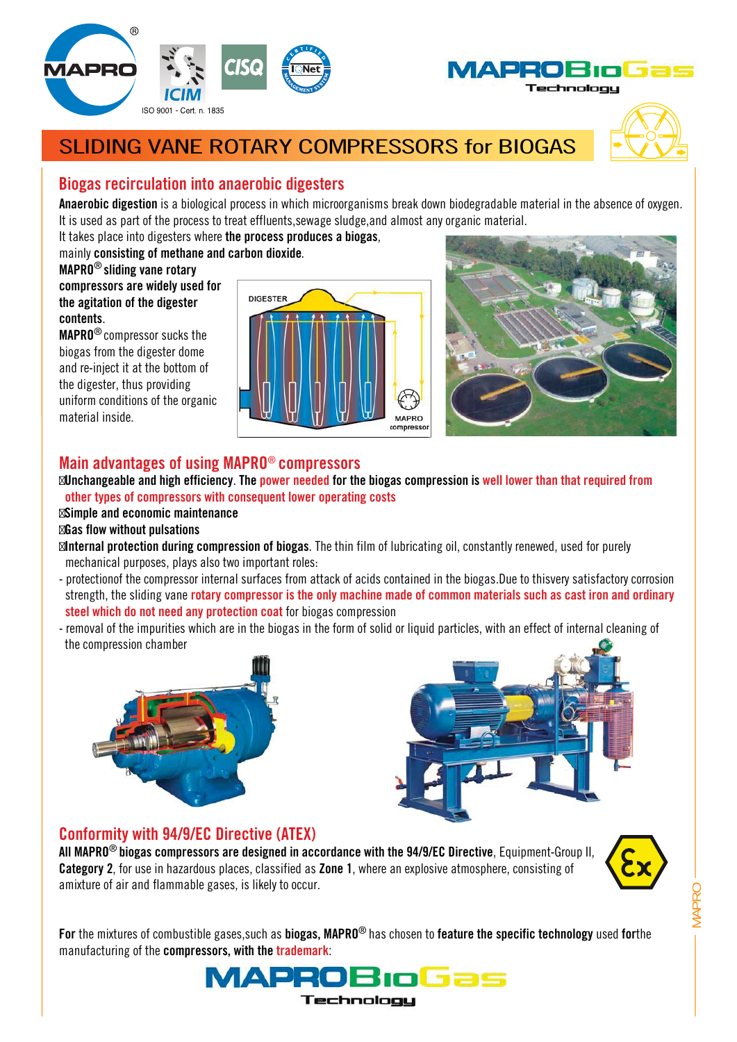# SLIDING VANE ROTARY COMPRESSORS for BIOGAS

## Biogas recirculation into anaerobic digesters

**Anaerobic digestion** is a biological process in which microorganisms break down biodegradable material in the absence of oxygen. It is used as part of the process to treat effluents,sewage sludge,and almost any organic material.

It takes place into digesters where **the process produces a biogas**, mainly **consisting of methane and carbon dioxide**.

**MAPRO® sliding vane rotary compressors are widely used for the agitation of the digester contents**.

**MAPRO®** compressor sucks the biogas from the digester dome and re-inject it at the bottom of the digester, thus providing uniform conditions of the organic material inside.

DIGESTER

MAPRO compressor

## Main advantages of using MAPRO® compressors

- **Unchangeable and high efficiency**. **The power needed for the biogas compression is well lower than that required from other types of compressors with consequent lower operating costs**
- **Simple and economic maintenance**
- **Gas flow without pulsations**
- **Internal protection during compression of biogas**. The thin film of lubricating oil, constantly renewed, used for purely mechanical purposes, plays also two important roles:

- protectionof the compressor internal surfaces from attack of acids contained in the biogas.Due to thisvery satisfactory corrosion strength, the sliding vane **rotary compressor is the only machine made of common materials such as cast iron and ordinary steel which do not need any protection coat** for biogas compression
- removal of the impurities which are in the biogas in the form of solid or liquid particles, with an effect of internal cleaning of the compression chamber

## Conformity with 94/9/EC Directive (ATEX)

**All MAPRO® biogas compressors are designed in accordance with the 94/9/EC Directive**, Equipment-Group II, **Category 2**, for use in hazardous places, classified as **Zone 1**, where an explosive atmosphere, consisting of amixture of air and flammable gases, is likely to occur.

**For** the mixtures of combustible gases,such as **biogas, MAPRO®** has chosen to **feature the specific technology** used **for**the manufacturing of the **compressors, with the trademark**:

**MAPROBioGas Technology**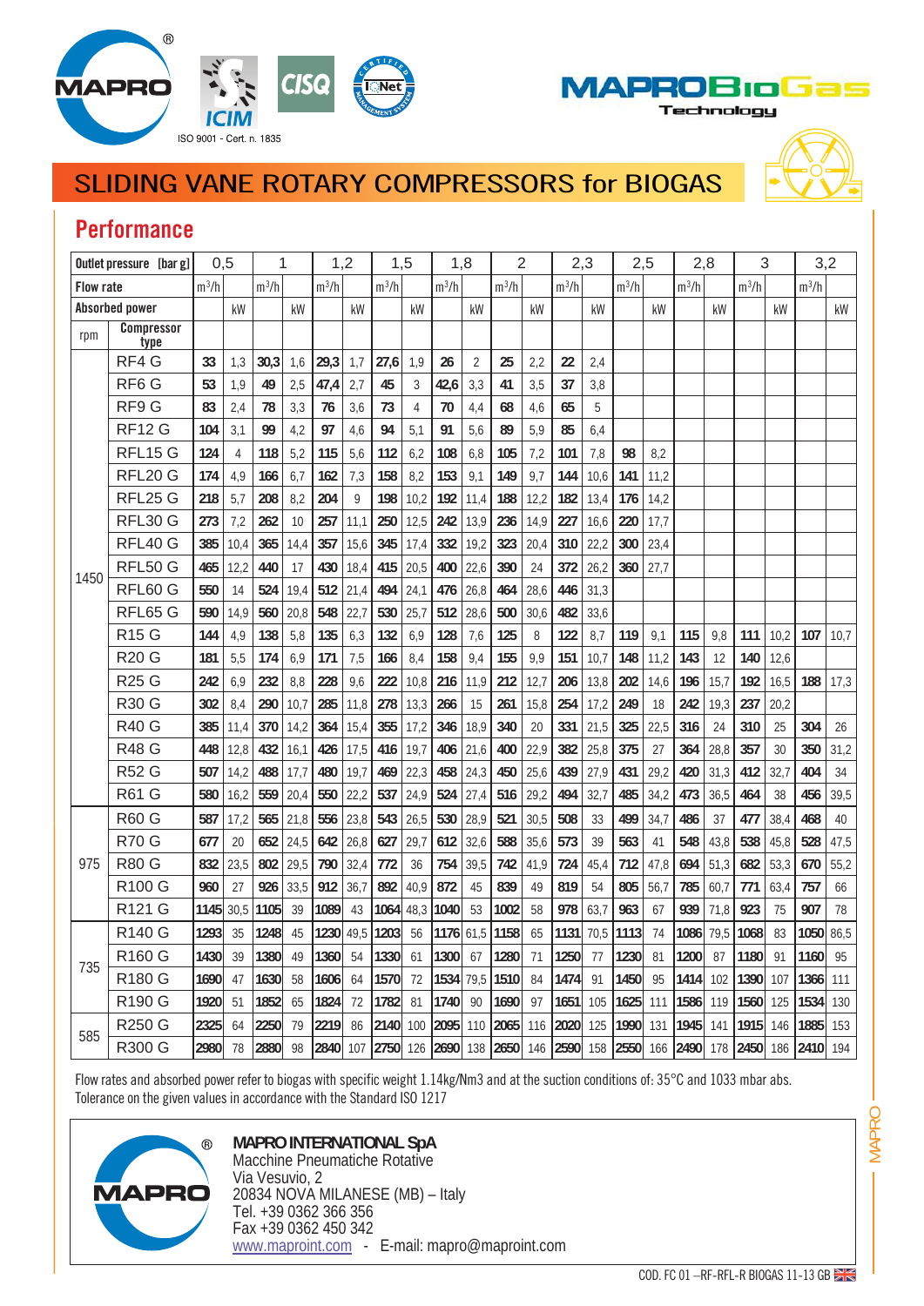MAPRO

ISO 9001 - Cert. n. 1835

MAPRO BioGas Technology

# SLIDING VANE ROTARY COMPRESSORS for BIOGAS

## Performance

| Outlet pressure [bar g] | | 0,5 | | 1 | | 1,2 | | 1,5 | | 1,8 | | 2 | | 2,3 | | 2,5 | | 2,8 | | 3 | | 3,2 | |
|---|---|---|---|---|---|---|---|---|---|---|---|---|---|---|---|---|---|---|---|---|---|---|---|
| Flow rate | | $m^3/h$ | | $m^3/h$ | | $m^3/h$ | | $m^3/h$ | | $m^3/h$ | | $m^3/h$ | | $m^3/h$ | | $m^3/h$ | | $m^3/h$ | | $m^3/h$ | | $m^3/h$ | |
| Absorbed power | | | kW | | kW | | kW | | kW | | kW | | kW | | kW | | kW | | kW | | kW | | kW |
| rpm | Compressor type | | | | | | | | | | | | | | | | | | | | | | |
| 1450 | RF4 G | **33** | 1,3 | **30,3** | 1,6 | **29,3** | 1,7 | **27,6** | 1,9 | **26** | 2 | **25** | 2,2 | **22** | 2,4 | | | | | | | | |
| | RF6 G | **53** | 1,9 | **49** | 2,5 | **47,4** | 2,7 | **45** | 3 | **42,6** | 3,3 | **41** | 3,5 | **37** | 3,8 | | | | | | | | |
| | RF9 G | **83** | 2,4 | **78** | 3,3 | **76** | 3,6 | **73** | 4 | **70** | 4,4 | **68** | 4,6 | **65** | 5 | | | | | | | | |
| | RF12 G | **104** | 3,1 | **99** | 4,2 | **97** | 4,6 | **94** | 5,1 | **91** | 5,6 | **89** | 5,9 | **85** | 6,4 | | | | | | | | |
| | RFL15 G | **124** | 4 | **118** | 5,2 | **115** | 5,6 | **112** | 6,2 | **108** | 6,8 | **105** | 7,2 | **101** | 7,8 | **98** | 8,2 | | | | | | |
| | RFL20 G | **174** | 4,9 | **166** | 6,7 | **162** | 7,3 | **158** | 8,2 | **153** | 9,1 | **149** | 9,7 | **144** | 10,6 | **141** | 11,2 | | | | | | |
| | RFL25 G | **218** | 5,7 | **208** | 8,2 | **204** | 9 | **198** | 10,2 | **192** | 11,4 | **188** | 12,2 | **182** | 13,4 | **176** | 14,2 | | | | | | |
| | RFL30 G | **273** | 7,2 | **262** | 10 | **257** | 11,1 | **250** | 12,5 | **242** | 13,9 | **236** | 14,9 | **227** | 16,6 | **220** | 17,7 | | | | | | |
| | RFL40 G | **385** | 10,4 | **365** | 14,4 | **357** | 15,6 | **345** | 17,4 | **332** | 19,2 | **323** | 20,4 | **310** | 22,2 | **300** | 23,4 | | | | | | |
| | RFL50 G | **465** | 12,2 | **440** | 17 | **430** | 18,4 | **415** | 20,5 | **400** | 22,6 | **390** | 24 | **372** | 26,2 | **360** | 27,7 | | | | | | |
| | RFL60 G | **550** | 14 | **524** | 19,4 | **512** | 21,4 | **494** | 24,1 | **476** | 26,8 | **464** | 28,6 | **446** | 31,3 | | | | | | | | |
| | RFL65 G | **590** | 14,9 | **560** | 20,8 | **548** | 22,7 | **530** | 25,7 | **512** | 28,6 | **500** | 30,6 | **482** | 33,6 | | | | | | | | |
| | R15 G | **144** | 4,9 | **138** | 5,8 | **135** | 6,3 | **132** | 6,9 | **128** | 7,6 | **125** | 8 | **122** | 8,7 | **119** | 9,1 | **115** | 9,8 | **111** | 10,2 | **107** | 10,7 |
| | R20 G | **181** | 5,5 | **174** | 6,9 | **171** | 7,5 | **166** | 8,4 | **158** | 9,4 | **155** | 9,9 | **151** | 10,7 | **148** | 11,2 | **143** | 12 | **140** | 12,6 | | |
| | R25 G | **242** | 6,9 | **232** | 8,8 | **228** | 9,6 | **222** | 10,8 | **216** | 11,9 | **212** | 12,7 | **206** | 13,8 | **202** | 14,6 | **196** | 15,7 | **192** | 16,5 | **188** | 17,3 |
| | R30 G | **302** | 8,4 | **290** | 10,7 | **285** | 11,8 | **278** | 13,3 | **266** | 15 | **261** | 15,8 | **254** | 17,2 | **249** | 18 | **242** | 19,3 | **237** | 20,2 | | |
| | R40 G | **385** | 11,4 | **370** | 14,2 | **364** | 15,4 | **355** | 17,2 | **346** | 18,9 | **340** | 20 | **331** | 21,5 | **325** | 22,5 | **316** | 24 | **310** | 25 | **304** | 26 |
| | R48 G | **448** | 12,8 | **432** | 16,1 | **426** | 17,5 | **416** | 19,7 | **406** | 21,6 | **400** | 22,9 | **382** | 25,8 | **375** | 27 | **364** | 28,8 | **357** | 30 | **350** | 31,2 |
| | R52 G | **507** | 14,2 | **488** | 17,7 | **480** | 19,7 | **469** | 22,3 | **458** | 24,3 | **450** | 25,6 | **439** | 27,9 | **431** | 29,2 | **420** | 31,3 | **412** | 32,7 | **404** | 34 |
| | R61 G | **580** | 16,2 | **559** | 20,4 | **550** | 22,2 | **537** | 24,9 | **524** | 27,4 | **516** | 29,2 | **494** | 32,7 | **485** | 34,2 | **473** | 36,5 | **464** | 38 | **456** | 39,5 |
| 975 | R60 G | **587** | 17,2 | **565** | 21,8 | **556** | 23,8 | **543** | 26,5 | **530** | 28,9 | **521** | 30,5 | **508** | 33 | **499** | 34,7 | **486** | 37 | **477** | 38,4 | **468** | 40 |
| | R70 G | **677** | 20 | **652** | 24,5 | **642** | 26,8 | **627** | 29,7 | **612** | 32,6 | **588** | 35,6 | **573** | 39 | **563** | 41 | **548** | 43,8 | **538** | 45,8 | **528** | 47,5 |
| | R80 G | **832** | 23,5 | **802** | 29,5 | **790** | 32,4 | **772** | 36 | **754** | 39,5 | **742** | 41,9 | **724** | 45,4 | **712** | 47,8 | **694** | 51,3 | **682** | 53,3 | **670** | 55,2 |
| | R100 G | **960** | 27 | **926** | 33,5 | **912** | 36,7 | **892** | 40,9 | **872** | 45 | **839** | 49 | **819** | 54 | **805** | 56,7 | **785** | 60,7 | **771** | 63,4 | **757** | 66 |
| | R121 G | **1145** | 30,5 | **1105** | 39 | **1089** | 43 | **1064** | 48,3 | **1040** | 53 | **1002** | 58 | **978** | 63,7 | **963** | 67 | **939** | 71,8 | **923** | 75 | **907** | 78 |
| 735 | R140 G | **1293** | 35 | **1248** | 45 | **1230** | 49,5 | **1203** | 56 | **1176** | 61,5 | **1158** | 65 | **1131** | 70,5 | **1113** | 74 | **1086** | 79,5 | **1068** | 83 | **1050** | 86,5 |
| | R160 G | **1430** | 39 | **1380** | 49 | **1360** | 54 | **1330** | 61 | **1300** | 67 | **1280** | 71 | **1250** | 77 | **1230** | 81 | **1200** | 87 | **1180** | 91 | **1160** | 95 |
| | R180 G | **1690** | 47 | **1630** | 58 | **1606** | 64 | **1570** | 72 | **1534** | 79,5 | **1510** | 84 | **1474** | 91 | **1450** | 95 | **1414** | 102 | **1390** | 107 | **1366** | 111 |
| | R190 G | **1920** | 51 | **1852** | 65 | **1824** | 72 | **1782** | 81 | **1740** | 90 | **1690** | 97 | **1651** | 105 | **1625** | 111 | **1586** | 119 | **1560** | 125 | **1534** | 130 |
| 585 | R250 G | **2325** | 64 | **2250** | 79 | **2219** | 86 | **2140** | 100 | **2095** | 110 | **2065** | 116 | **2020** | 125 | **1990** | 131 | **1945** | 141 | **1915** | 146 | **1885** | 153 |
| | R300 G | **2980** | 78 | **2880** | 98 | **2840** | 107 | **2750** | 126 | **2690** | 138 | **2650** | 146 | **2590** | 158 | **2550** | 166 | **2490** | 178 | **2450** | 186 | **2410** | 194 |

Flow rates and absorbed power refer to biogas with specific weight 1.14kg/Nm3 and at the suction conditions of: 35°C and 1033 mbar abs.
Tolerance on the given values in accordance with the Standard ISO 1217

**MAPRO INTERNATIONAL SpA**
Macchine Pneumatiche Rotative
Via Vesuvio, 2
20834 NOVA MILANESE (MB) – Italy
Tel. +39 0362 366 356
Fax +39 0362 450 342
www.maproint.com - E-mail: mapro@maproint.com

COD. FC 01 –RF-RFL-R BIOGAS 11-13 GB